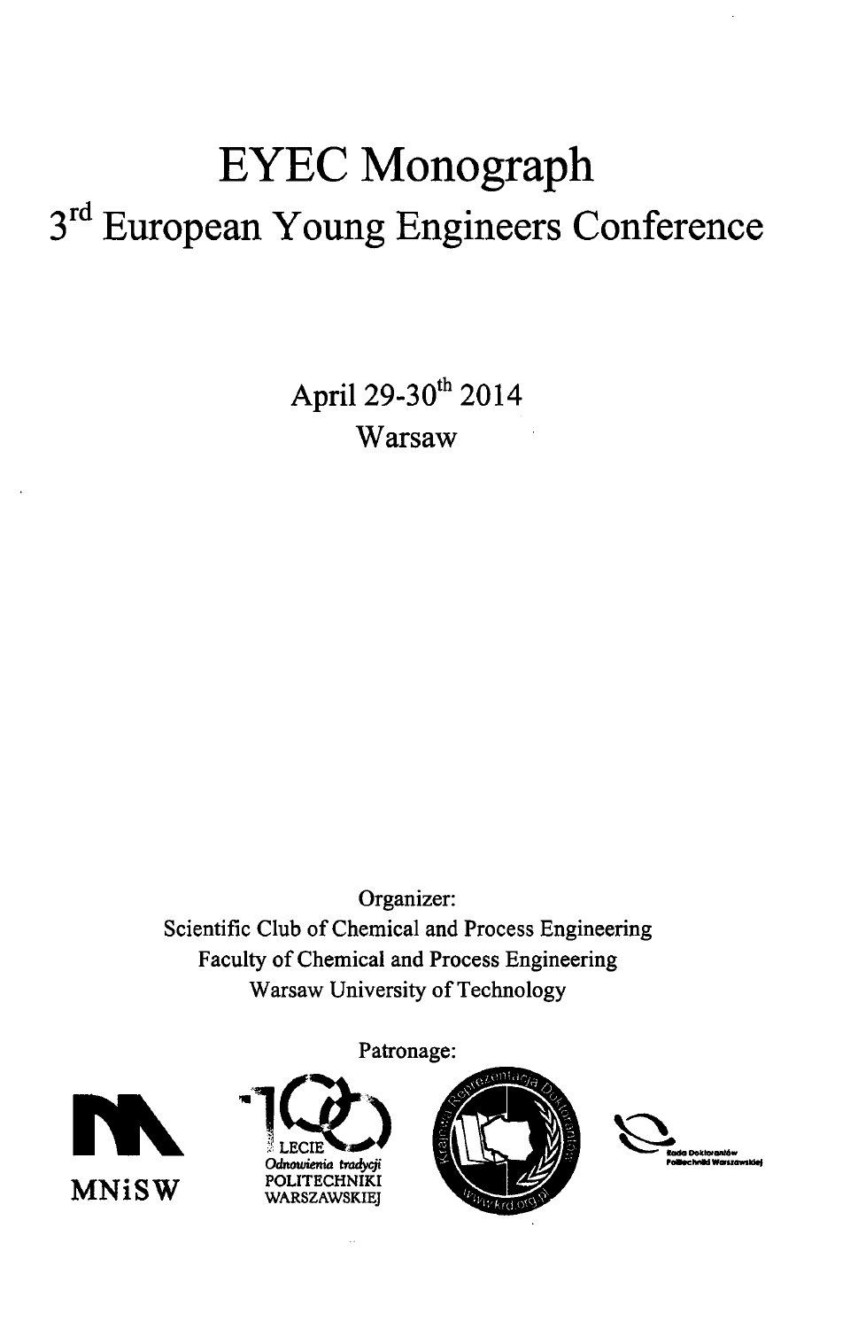# EYEC Monograph

## 3rd European Young Engineers Conference

April 29-30th 2014

Warsaw

Organizer:

Scientific Club of Chemical and Process Engineering

Faculty of Chemical and Process Engineering

Warsaw University of Technology

Patronage:

MNiSW

LECIE

*Odnowienia tradycji*

POLITECHNIKI WARSZAWSKIEJ

Rada Doktorantów Politechniki Warszawskiej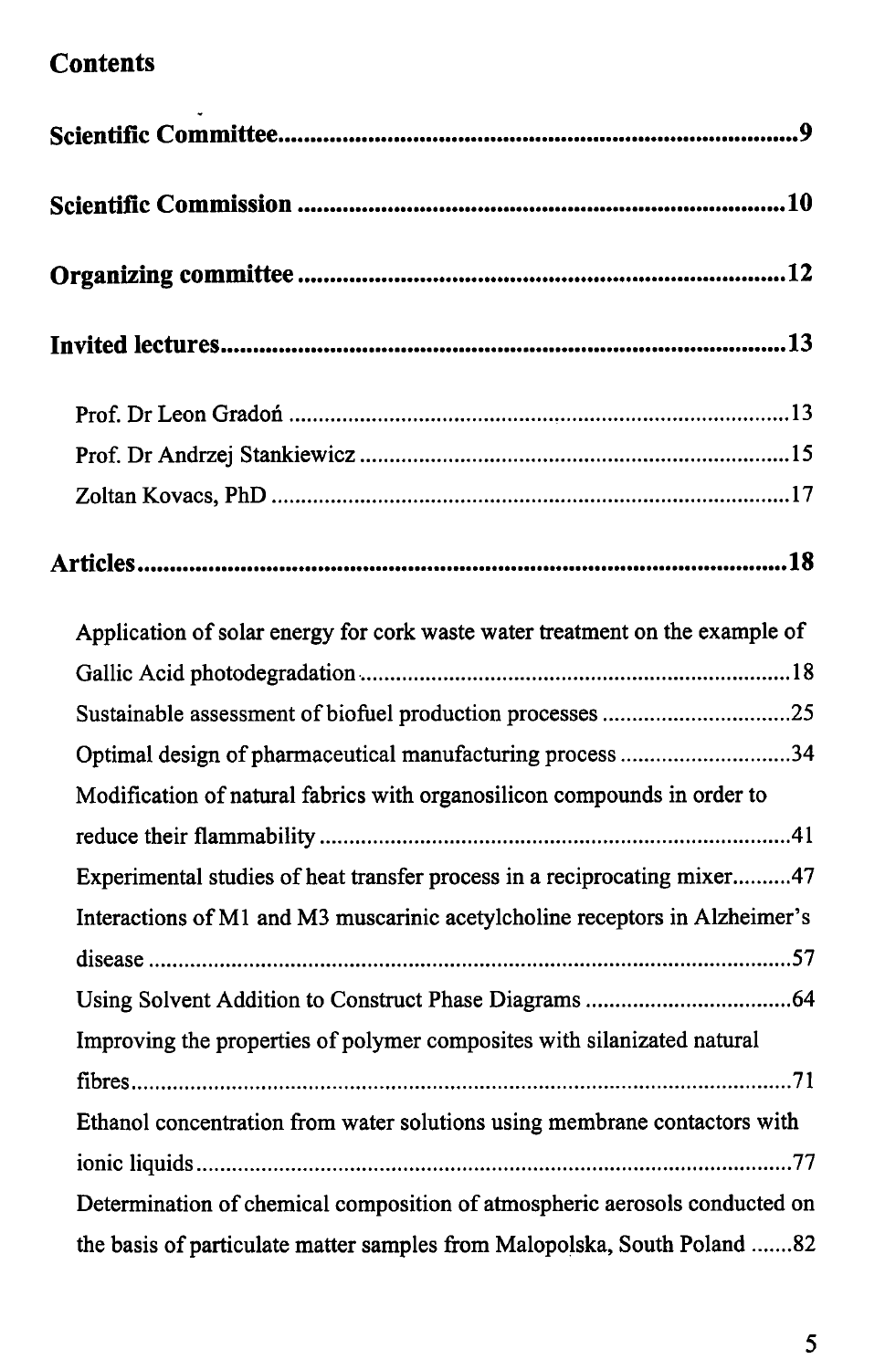# Contents

**Scientific Committee** .......... 9

**Scientific Commission** .......... 10

**Organizing committee** .......... 12

**Invited lectures** .......... 13

Prof. Dr Leon Gradoń .......... 13

Prof. Dr Andrzej Stankiewicz .......... 15

Zoltan Kovacs, PhD .......... 17

**Articles** .......... 18

Application of solar energy for cork waste water treatment on the example of Gallic Acid photodegradation .......... 18

Sustainable assessment of biofuel production processes .......... 25

Optimal design of pharmaceutical manufacturing process .......... 34

Modification of natural fabrics with organosilicon compounds in order to reduce their flammability .......... 41

Experimental studies of heat transfer process in a reciprocating mixer .......... 47

Interactions of M1 and M3 muscarinic acetylcholine receptors in Alzheimer's disease .......... 57

Using Solvent Addition to Construct Phase Diagrams .......... 64

Improving the properties of polymer composites with silanizated natural fibres .......... 71

Ethanol concentration from water solutions using membrane contactors with ionic liquids .......... 77

Determination of chemical composition of atmospheric aerosols conducted on the basis of particulate matter samples from Malopolska, South Poland .......... 82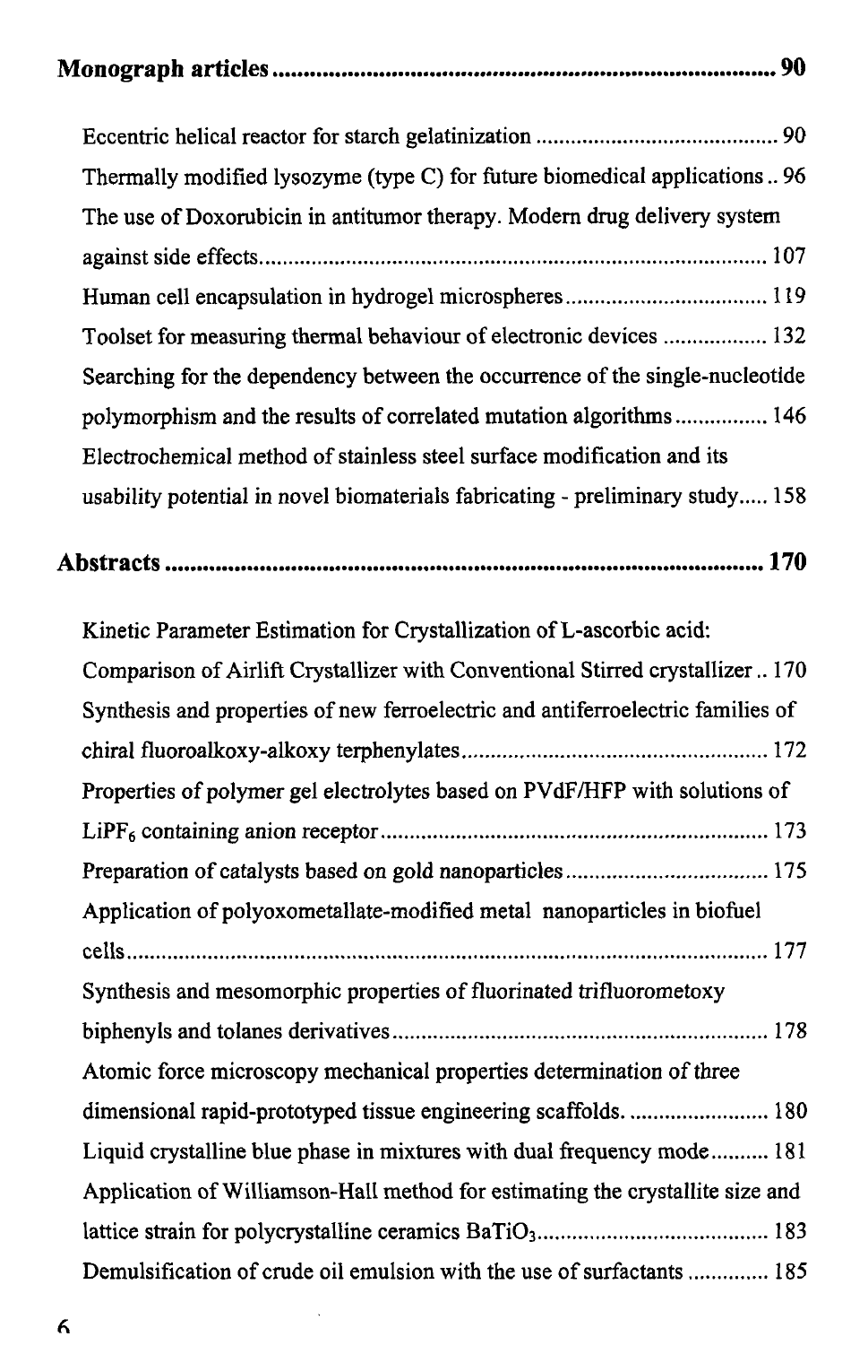## Monograph articles ........................................................................ 90

Eccentric helical reactor for starch gelatinization ........................................ 90

Thermally modified lysozyme (type C) for future biomedical applications .. 96

The use of Doxorubicin in antitumor therapy. Modern drug delivery system against side effects ........................................................................ 107

Human cell encapsulation in hydrogel microspheres .................................. 119

Toolset for measuring thermal behaviour of electronic devices ................. 132

Searching for the dependency between the occurrence of the single-nucleotide polymorphism and the results of correlated mutation algorithms ............... 146

Electrochemical method of stainless steel surface modification and its usability potential in novel biomaterials fabricating - preliminary study ..... 158

## Abstracts ........................................................................................ 170

Kinetic Parameter Estimation for Crystallization of L-ascorbic acid: Comparison of Airlift Crystallizer with Conventional Stirred crystallizer .. 170

Synthesis and properties of new ferroelectric and antiferroelectric families of chiral fluoroalkoxy-alkoxy terphenylates .................................................... 172

Properties of polymer gel electrolytes based on PVdF/HFP with solutions of $LiPF_6$ containing anion receptor ................................................................ 173

Preparation of catalysts based on gold nanoparticles .................................. 175

Application of polyoxometallate-modified metal nanoparticles in biofuel cells ........................................................................................................ 177

Synthesis and mesomorphic properties of fluorinated trifluorometoxy biphenyls and tolanes derivatives ............................................................... 178

Atomic force microscopy mechanical properties determination of three dimensional rapid-prototyped tissue engineering scaffolds. ........................ 180

Liquid crystalline blue phase in mixtures with dual frequency mode .......... 181

Application of Williamson-Hall method for estimating the crystallite size and lattice strain for polycrystalline ceramics $BaTiO_3$ ...................................... 183

Demulsification of crude oil emulsion with the use of surfactants ............. 185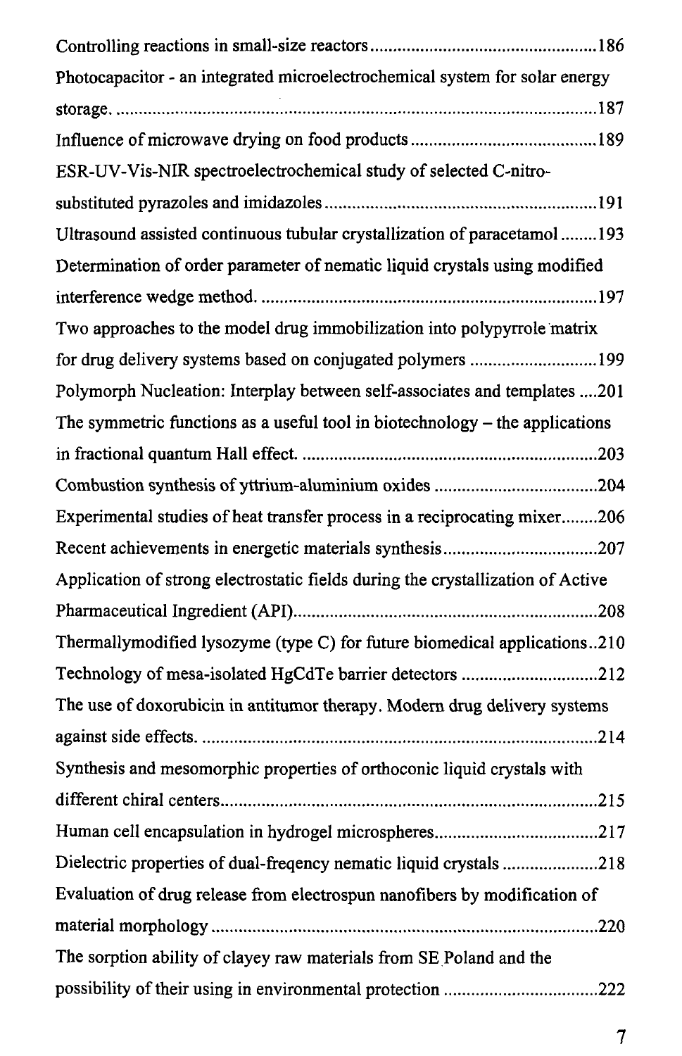Controlling reactions in small-size reactors ................................................ 186

Photocapacitor - an integrated microelectrochemical system for solar energy storage. ................................................................................................ 187

Influence of microwave drying on food products ........................................ 189

ESR-UV-Vis-NIR spectroelectrochemical study of selected C-nitro-substituted pyrazoles and imidazoles ........................................................ 191

Ultrasound assisted continuous tubular crystallization of paracetamol ........ 193

Determination of order parameter of nematic liquid crystals using modified interference wedge method. ...................................................................... 197

Two approaches to the model drug immobilization into polypyrrole matrix for drug delivery systems based on conjugated polymers ........................... 199

Polymorph Nucleation: Interplay between self-associates and templates .... 201

The symmetric functions as a useful tool in biotechnology – the applications in fractional quantum Hall effect. ............................................................... 203

Combustion synthesis of yttrium-aluminium oxides ................................... 204

Experimental studies of heat transfer process in a reciprocating mixer........ 206

Recent achievements in energetic materials synthesis ................................. 207

Application of strong electrostatic fields during the crystallization of Active Pharmaceutical Ingredient (API) ................................................................. 208

Thermallymodified lysozyme (type C) for future biomedical applications.. 210

Technology of mesa-isolated HgCdTe barrier detectors ............................. 212

The use of doxorubicin in antitumor therapy. Modern drug delivery systems against side effects. ..................................................................................... 214

Synthesis and mesomorphic properties of orthoconic liquid crystals with different chiral centers ................................................................................ 215

Human cell encapsulation in hydrogel microspheres ................................... 217

Dielectric properties of dual-freqency nematic liquid crystals .................... 218

Evaluation of drug release from electrospun nanofibers by modification of material morphology .................................................................................. 220

The sorption ability of clayey raw materials from SE Poland and the possibility of their using in environmental protection ................................. 222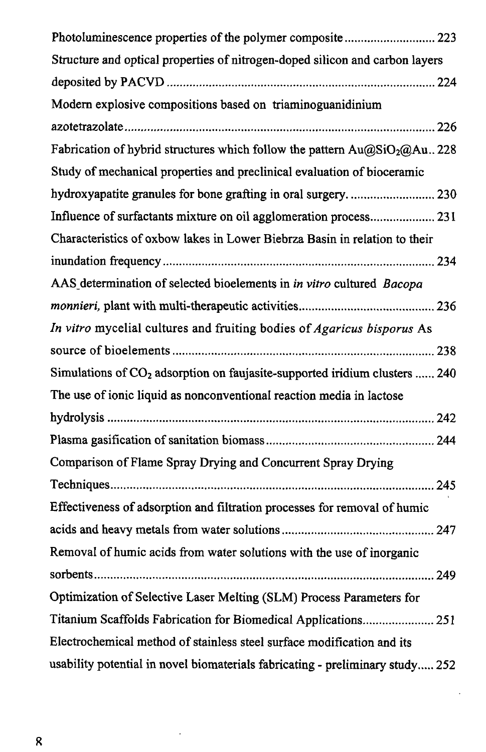Photoluminescence properties of the polymer composite ............................ 223

Structure and optical properties of nitrogen-doped silicon and carbon layers deposited by PACVD ................................................................................... 224

Modern explosive compositions based on triaminoguanidinium azotetrazolate ............................................................................................ 226

Fabrication of hybrid structures which follow the pattern $Au@SiO_2@Au$.. 228

Study of mechanical properties and preclinical evaluation of bioceramic hydroxyapatite granules for bone grafting in oral surgery. .......................... 230

Influence of surfactants mixture on oil agglomeration process.................... 231

Characteristics of oxbow lakes in Lower Biebrza Basin in relation to their inundation frequency ................................................................................. 234

AAS determination of selected bioelements in *in vitro* cultured *Bacopa monnieri*, plant with multi-therapeutic activities.......................................... 236

*In vitro* mycelial cultures and fruiting bodies of *Agaricus bisporus* As source of bioelements ................................................................................. 238

Simulations of $CO_2$ adsorption on faujasite-supported iridium clusters ...... 240

The use of ionic liquid as nonconventional reaction media in lactose hydrolysis .................................................................................................... 242

Plasma gasification of sanitation biomass .................................................... 244

Comparison of Flame Spray Drying and Concurrent Spray Drying Techniques.................................................................................................. 245

Effectiveness of adsorption and filtration processes for removal of humic acids and heavy metals from water solutions .............................................. 247

Removal of humic acids from water solutions with the use of inorganic sorbents........................................................................................................ 249

Optimization of Selective Laser Melting (SLM) Process Parameters for Titanium Scaffolds Fabrication for Biomedical Applications...................... 251

Electrochemical method of stainless steel surface modification and its usability potential in novel biomaterials fabricating - preliminary study..... 252